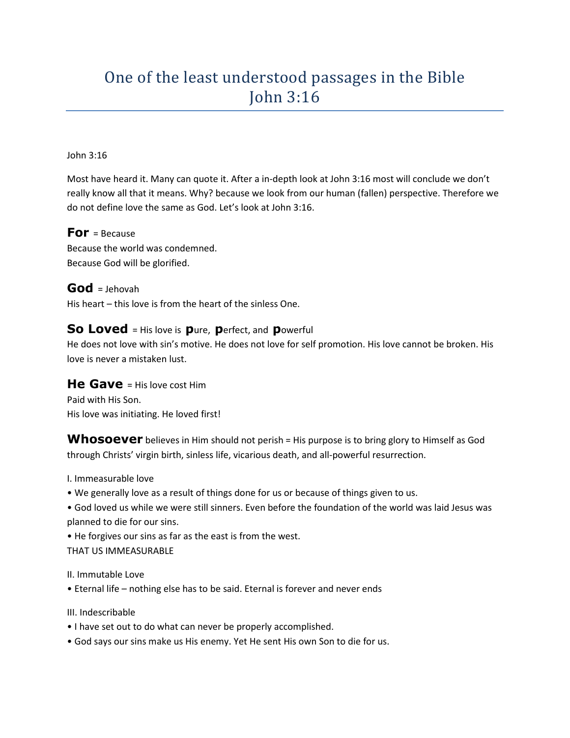# One of the least understood passages in the Bible John 3:16

John 3:16

Most have heard it. Many can quote it. After a in-depth look at John 3:16 most will conclude we don't really know all that it means. Why? because we look from our human (fallen) perspective. Therefore we do not define love the same as God. Let's look at John 3:16.

**For** = Because
Because the world was condemned.
Because God will be glorified.

**God** = Jehovah
His heart – this love is from the heart of the sinless One.

**So Loved** = His love is **p**ure, **p**erfect, and **p**owerful
He does not love with sin's motive. He does not love for self promotion. His love cannot be broken. His love is never a mistaken lust.

**He Gave** = His love cost Him
Paid with His Son.
His love was initiating. He loved first!

**Whosoever** believes in Him should not perish = His purpose is to bring glory to Himself as God through Christs' virgin birth, sinless life, vicarious death, and all-powerful resurrection.

I. Immeasurable love

- We generally love as a result of things done for us or because of things given to us.
- God loved us while we were still sinners. Even before the foundation of the world was laid Jesus was planned to die for our sins.
- He forgives our sins as far as the east is from the west.

THAT US IMMEASURABLE

II. Immutable Love

- Eternal life – nothing else has to be said. Eternal is forever and never ends

III. Indescribable

- I have set out to do what can never be properly accomplished.
- God says our sins make us His enemy. Yet He sent His own Son to die for us.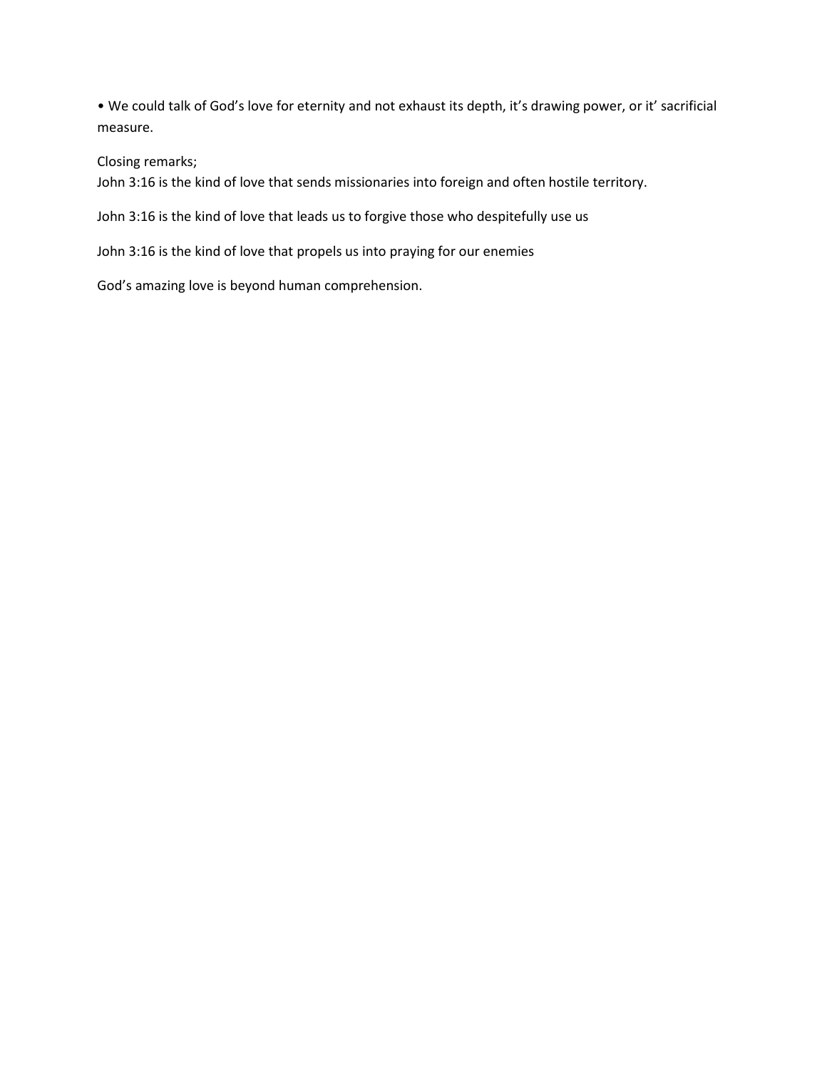- We could talk of God's love for eternity and not exhaust its depth, it's drawing power, or it' sacrificial measure.

Closing remarks;
John 3:16 is the kind of love that sends missionaries into foreign and often hostile territory.

John 3:16 is the kind of love that leads us to forgive those who despitefully use us

John 3:16 is the kind of love that propels us into praying for our enemies

God's amazing love is beyond human comprehension.